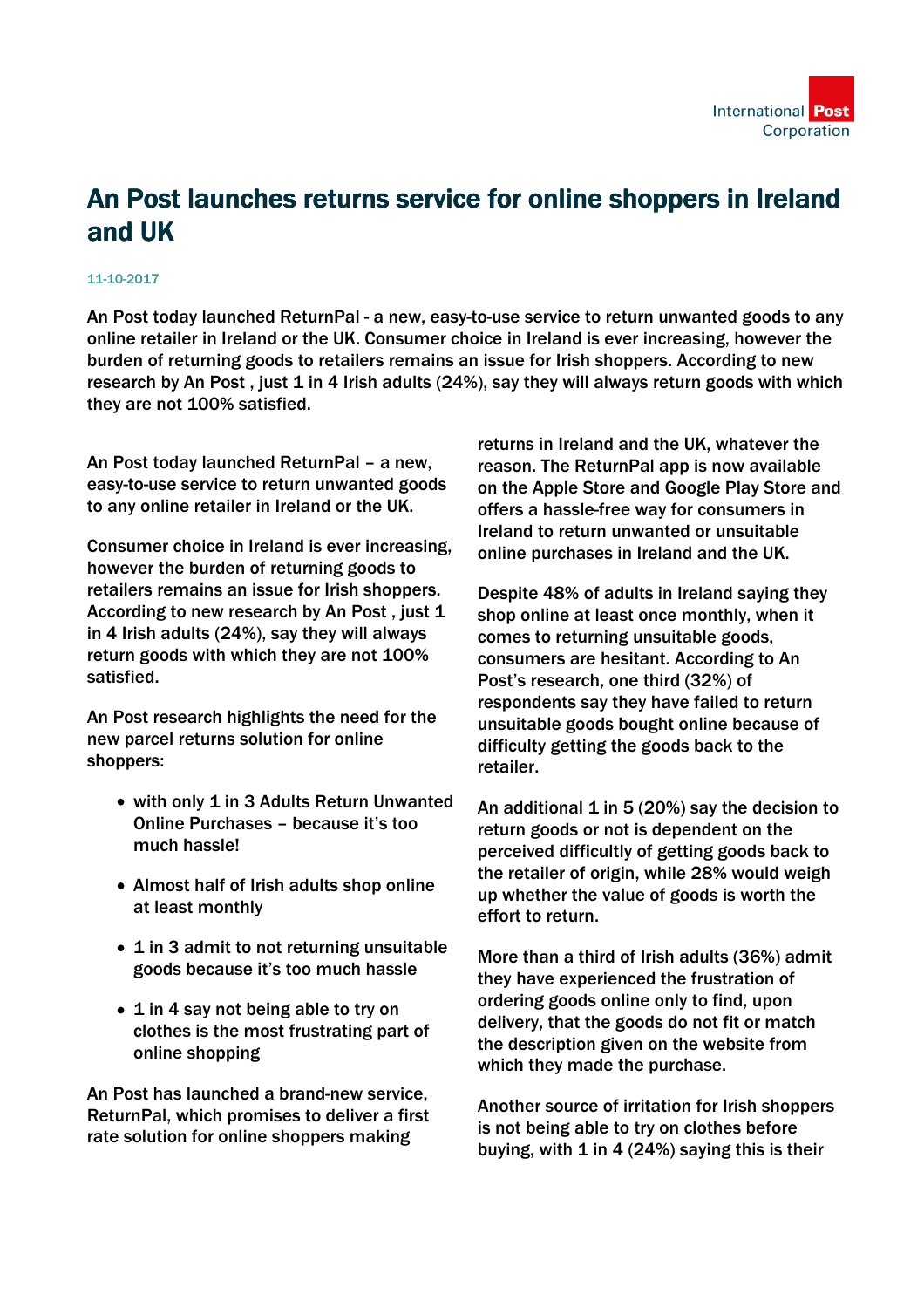# An Post launches returns service for online shoppers in Ireland and UK

11-10-2017

**An Post today launched ReturnPal - a new, easy-to-use service to return unwanted goods to any online retailer in Ireland or the UK. Consumer choice in Ireland is ever increasing, however the burden of returning goods to retailers remains an issue for Irish shoppers. According to new research by An Post , just 1 in 4 Irish adults (24%), say they will always return goods with which they are not 100% satisfied.**

An Post today launched ReturnPal – a new, easy-to-use service to return unwanted goods to any online retailer in Ireland or the UK.

Consumer choice in Ireland is ever increasing, however the burden of returning goods to retailers remains an issue for Irish shoppers. According to new research by An Post , just 1 in 4 Irish adults (24%), say they will always return goods with which they are not 100% satisfied.

An Post research highlights the need for the new parcel returns solution for online shoppers:

- with only 1 in 3 Adults Return Unwanted Online Purchases – because it's too much hassle!
- Almost half of Irish adults shop online at least monthly
- 1 in 3 admit to not returning unsuitable goods because it's too much hassle
- 1 in 4 say not being able to try on clothes is the most frustrating part of online shopping

An Post has launched a brand-new service, ReturnPal, which promises to deliver a first rate solution for online shoppers making returns in Ireland and the UK, whatever the reason. The ReturnPal app is now available on the Apple Store and Google Play Store and offers a hassle-free way for consumers in Ireland to return unwanted or unsuitable online purchases in Ireland and the UK.

Despite 48% of adults in Ireland saying they shop online at least once monthly, when it comes to returning unsuitable goods, consumers are hesitant. According to An Post's research, one third (32%) of respondents say they have failed to return unsuitable goods bought online because of difficulty getting the goods back to the retailer.

An additional 1 in 5 (20%) say the decision to return goods or not is dependent on the perceived difficultly of getting goods back to the retailer of origin, while 28% would weigh up whether the value of goods is worth the effort to return.

More than a third of Irish adults (36%) admit they have experienced the frustration of ordering goods online only to find, upon delivery, that the goods do not fit or match the description given on the website from which they made the purchase.

Another source of irritation for Irish shoppers is not being able to try on clothes before buying, with 1 in 4 (24%) saying this is their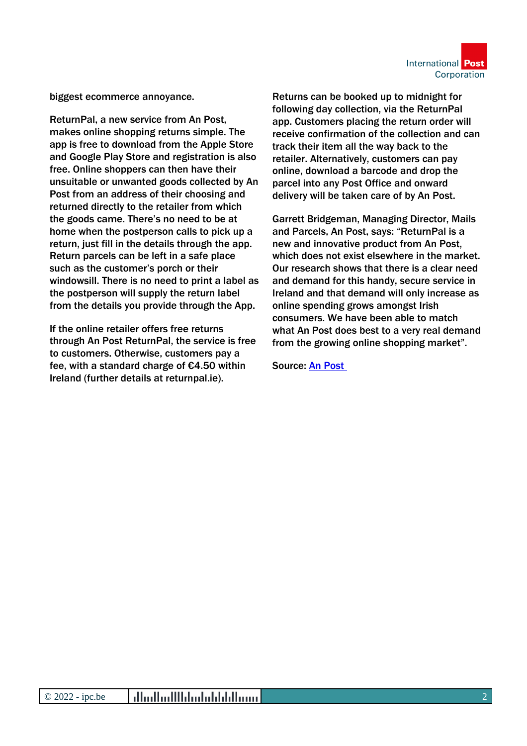biggest ecommerce annoyance.

ReturnPal, a new service from An Post, makes online shopping returns simple. The app is free to download from the Apple Store and Google Play Store and registration is also free. Online shoppers can then have their unsuitable or unwanted goods collected by An Post from an address of their choosing and returned directly to the retailer from which the goods came. There's no need to be at home when the postperson calls to pick up a return, just fill in the details through the app. Return parcels can be left in a safe place such as the customer's porch or their windowsill. There is no need to print a label as the postperson will supply the return label from the details you provide through the App.

If the online retailer offers free returns through An Post ReturnPal, the service is free to customers. Otherwise, customers pay a fee, with a standard charge of €4.50 within Ireland (further details at returnpal.ie).

Returns can be booked up to midnight for following day collection, via the ReturnPal app. Customers placing the return order will receive confirmation of the collection and can track their item all the way back to the retailer. Alternatively, customers can pay online, download a barcode and drop the parcel into any Post Office and onward delivery will be taken care of by An Post.

Garrett Bridgeman, Managing Director, Mails and Parcels, An Post, says: "ReturnPal is a new and innovative product from An Post, which does not exist elsewhere in the market. Our research shows that there is a clear need and demand for this handy, secure service in Ireland and that demand will only increase as online spending grows amongst Irish consumers. We have been able to match what An Post does best to a very real demand from the growing online shopping market".

Source: An Post